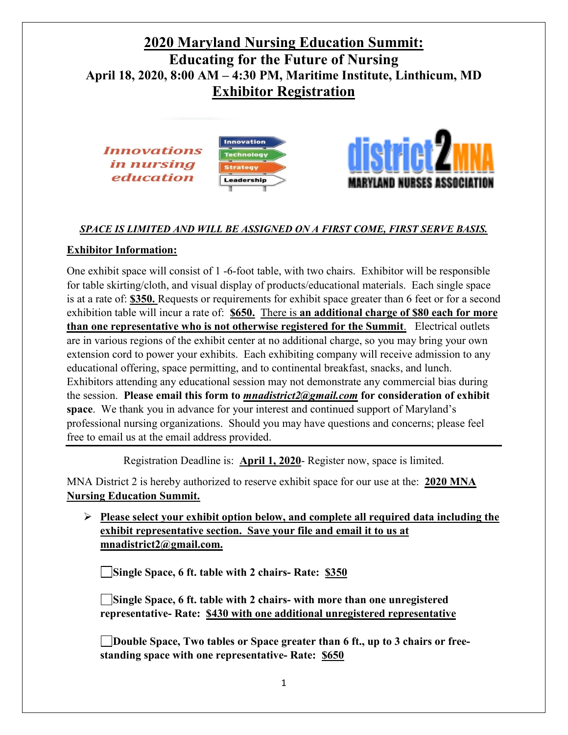# 2020 Maryland Nursing Education Summit:

## Educating for the Future of Nursing

### April 18, 2020, 8:00 AM – 4:30 PM, Maritime Institute, Linthicum, MD

## Exhibitor Registration

***SPACE IS LIMITED AND WILL BE ASSIGNED ON A FIRST COME, FIRST SERVE BASIS.***

**Exhibitor Information:**

One exhibit space will consist of 1 -6-foot table, with two chairs. Exhibitor will be responsible for table skirting/cloth, and visual display of products/educational materials. Each single space is at a rate of: **$350.** Requests or requirements for exhibit space greater than 6 feet or for a second exhibition table will incur a rate of: **$650.** There is **an additional charge of $80 each for more than one representative who is not otherwise registered for the Summit**. Electrical outlets are in various regions of the exhibit center at no additional charge, so you may bring your own extension cord to power your exhibits. Each exhibiting company will receive admission to any educational offering, space permitting, and to continental breakfast, snacks, and lunch. Exhibitors attending any educational session may not demonstrate any commercial bias during the session. **Please email this form to *mnadistrict2@gmail.com* for consideration of exhibit space**. We thank you in advance for your interest and continued support of Maryland's professional nursing organizations. Should you may have questions and concerns; please feel free to email us at the email address provided.

---

Registration Deadline is: **April 1, 2020**- Register now, space is limited.

MNA District 2 is hereby authorized to reserve exhibit space for our use at the: **2020 MNA Nursing Education Summit.**

- **Please select your exhibit option below, and complete all required data including the exhibit representative section. Save your file and email it to us at mnadistrict2@gmail.com.**

  ☐ **Single Space, 6 ft. table with 2 chairs- Rate: $350**

  ☐ **Single Space, 6 ft. table with 2 chairs- with more than one unregistered representative- Rate: $430 with one additional unregistered representative**

  ☐ **Double Space, Two tables or Space greater than 6 ft., up to 3 chairs or free-standing space with one representative- Rate: $650**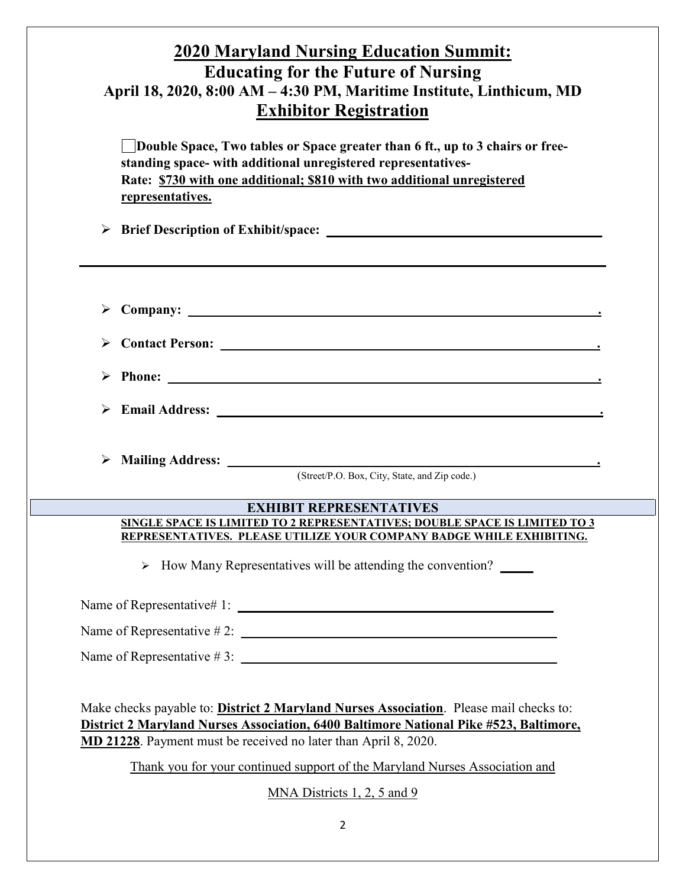# 2020 Maryland Nursing Education Summit:

## Educating for the Future of Nursing

### April 18, 2020, 8:00 AM – 4:30 PM, Maritime Institute, Linthicum, MD

## Exhibitor Registration

☐ **Double Space, Two tables or Space greater than 6 ft., up to 3 chairs or free-standing space- with additional unregistered representatives-**
**Rate: $730 with one additional; $810 with two additional unregistered representatives.**

- **Brief Description of Exhibit/space:** ______________________________________

______________________________________________________________________

- **Company:** ______________________________________________________________.
- **Contact Person:** ________________________________________________________.
- **Phone:** ________________________________________________________________.
- **Email Address:** ________________________________________________________.
- **Mailing Address:** ______________________________________________________.
  (Street/P.O. Box, City, State, and Zip code.)

**EXHIBIT REPRESENTATIVES**

**SINGLE SPACE IS LIMITED TO 2 REPRESENTATIVES; DOUBLE SPACE IS LIMITED TO 3 REPRESENTATIVES. PLEASE UTILIZE YOUR COMPANY BADGE WHILE EXHIBITING.**

- How Many Representatives will be attending the convention? _____

Name of Representative# 1: ________________________________________

Name of Representative # 2: ________________________________________

Name of Representative # 3: ________________________________________

Make checks payable to: **District 2 Maryland Nurses Association**. Please mail checks to: **District 2 Maryland Nurses Association, 6400 Baltimore National Pike #523, Baltimore, MD 21228**. Payment must be received no later than April 8, 2020.

Thank you for your continued support of the Maryland Nurses Association and

MNA Districts 1, 2, 5 and 9